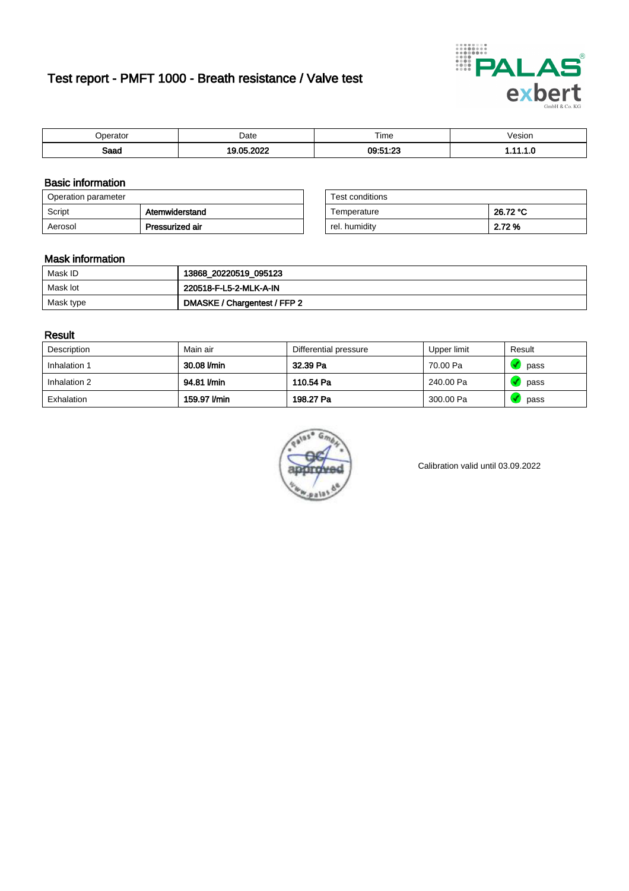# Test report - PMFT 1000 - Breath resistance / Valve test

| Operator | Date | Time | Vesion |
|---|---|---|---|
| **Saad** | **19.05.2022** | **09:51:23** | **1.11.1.0** |

## Basic information

| Operation parameter | |
|---|---|
| Script | **Atemwiderstand** |
| Aerosol | **Pressurized air** |

| Test conditions | |
|---|---|
| Temperature | **26.72 °C** |
| rel. humidity | **2.72 %** |

## Mask information

| | |
|---|---|
| Mask ID | **13868_20220519_095123** |
| Mask lot | **220518-F-L5-2-MLK-A-IN** |
| Mask type | **DMASKE / Chargentest / FFP 2** |

## Result

| Description | Main air | Differential pressure | Upper limit | Result |
|---|---|---|---|---|
| Inhalation 1 | **30.08 l/min** | **32.39 Pa** | 70.00 Pa | pass |
| Inhalation 2 | **94.81 l/min** | **110.54 Pa** | 240.00 Pa | pass |
| Exhalation | **159.97 l/min** | **198.27 Pa** | 300.00 Pa | pass |

Calibration valid until 03.09.2022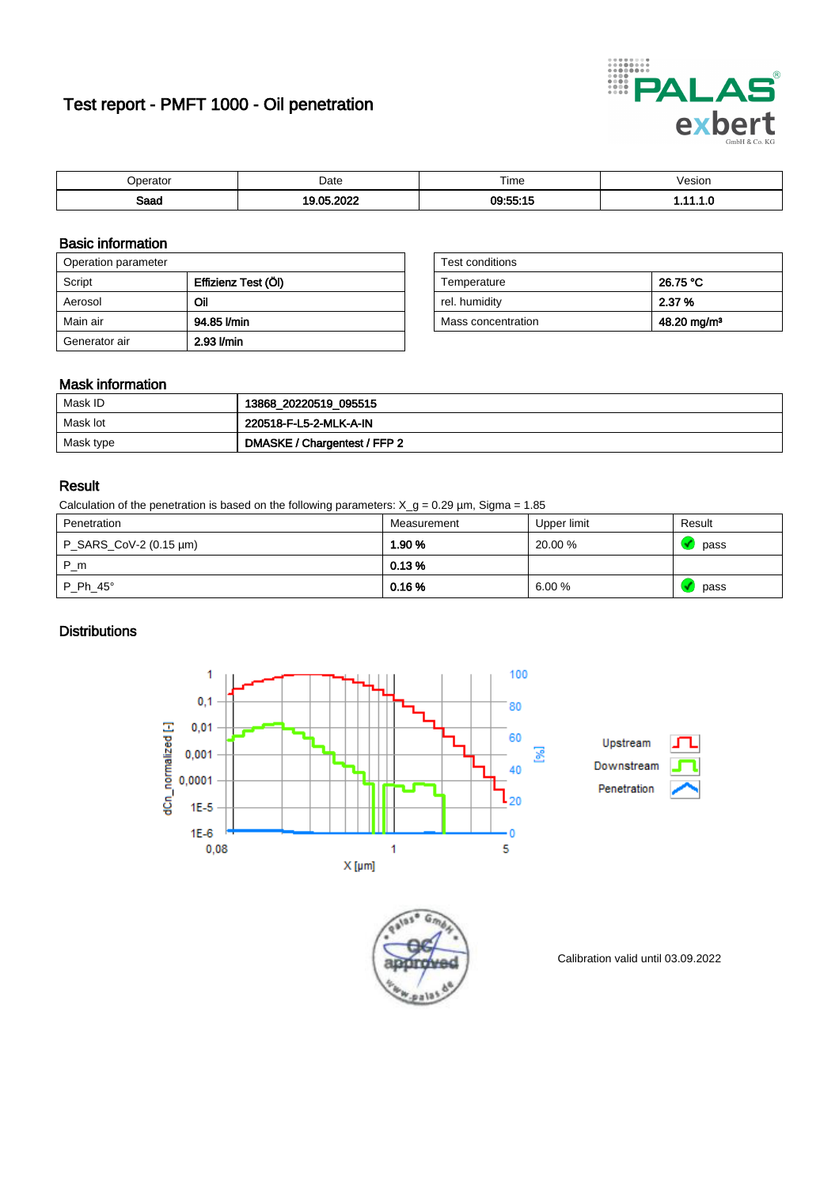# Test report - PMFT 1000 - Oil penetration

PALAS exbert GmbH & Co. KG

| Operator | Date | Time | Vesion |
|---|---|---|---|
| **Saad** | **19.05.2022** | **09:55:15** | **1.11.1.0** |

## Basic information

| Operation parameter | |
|---|---|
| Script | **Effizienz Test (Öl)** |
| Aerosol | **Oil** |
| Main air | **94.85 l/min** |
| Generator air | **2.93 l/min** |

| Test conditions | |
|---|---|
| Temperature | **26.75 °C** |
| rel. humidity | **2.37 %** |
| Mass concentration | **48.20 mg/m³** |

## Mask information

| | |
|---|---|
| Mask ID | **13868_20220519_095515** |
| Mask lot | **220518-F-L5-2-MLK-A-IN** |
| Mask type | **DMASKE / Chargentest / FFP 2** |

## Result

Calculation of the penetration is based on the following parameters: X_g = 0.29 µm, Sigma = 1.85

| Penetration | Measurement | Upper limit | Result |
|---|---|---|---|
| P_SARS_CoV-2 (0.15 µm) | **1.90 %** | 20.00 % | pass |
| P_m | **0.13 %** | | |
| P_Ph_45° | **0.16 %** | 6.00 % | pass |

## Distributions

1
0,1
0,01
0,001
0,0001
1E-5
1E-6
dCn_normalized [-]
100
80
60
40
20
0
[%]
0,08
1
5
X [µm]
Upstream
Downstream
Penetration

QC approved — Palas® GmbH — www.palas.de

Calibration valid until 03.09.2022